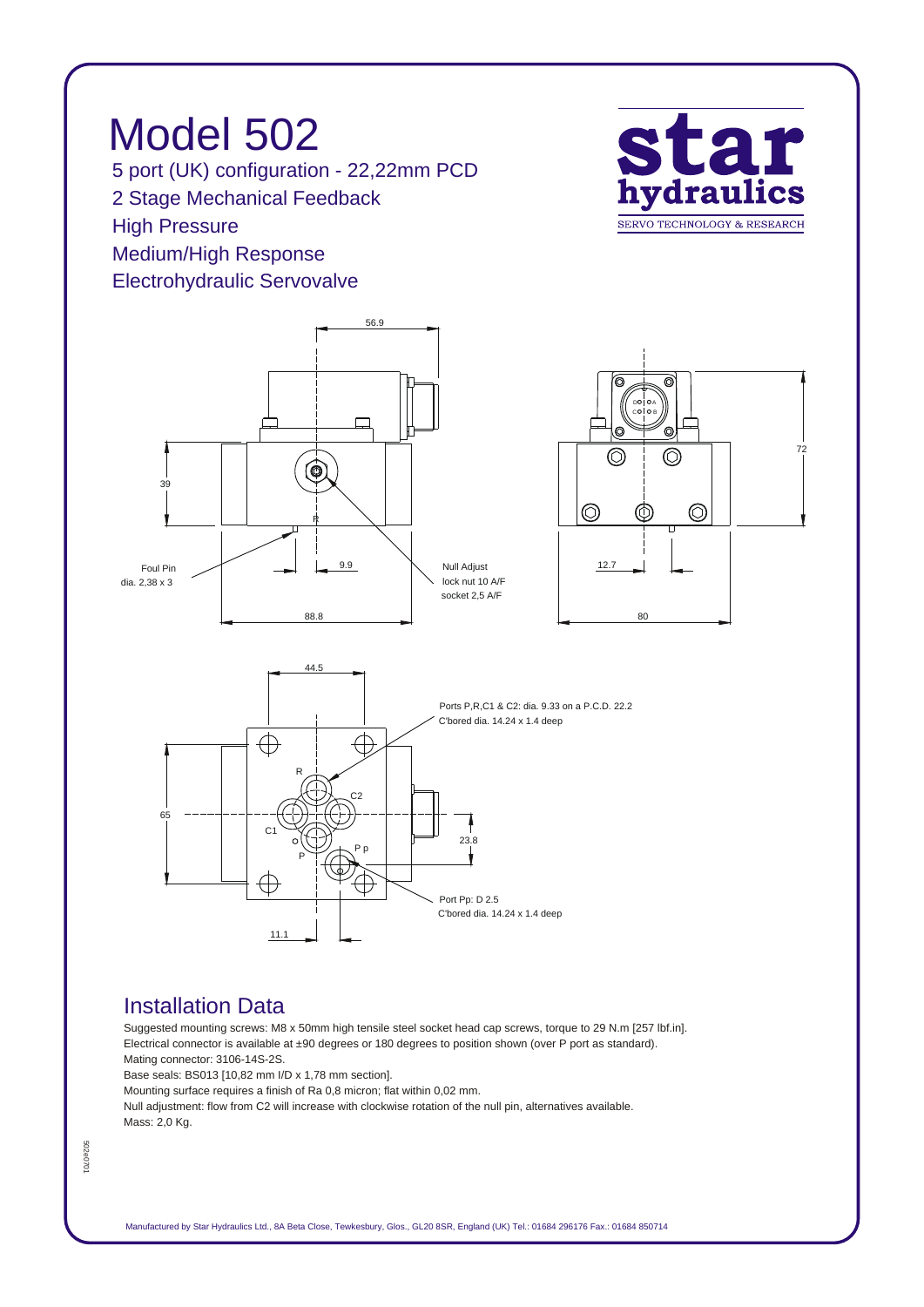# Model 502

5 port (UK) configuration - 22,22mm PCD

2 Stage Mechanical Feedback

High Pressure

Medium/High Response

Electrohydraulic Servovalve

**star hydraulics**
SERVO TECHNOLOGY & RESEARCH

56.9

39

Foul Pin
dia. 2,38 x 3

9.9

Null Adjust
lock nut 10 A/F
socket 2,5 A/F

88.8

72

12.7

80

44.5

Ports P,R,C1 & C2: dia. 9.33 on a P.C.D. 22.2
C'bored dia. 14.24 x 1.4 deep

R

C2

65

C1

P p

P

23.8

Port Pp: D 2.5
C'bored dia. 14.24 x 1.4 deep

11.1

## Installation Data

Suggested mounting screws: M8 x 50mm high tensile steel socket head cap screws, torque to 29 N.m [257 lbf.in].

Electrical connector is available at ±90 degrees or 180 degrees to position shown (over P port as standard).

Mating connector: 3106-14S-2S.

Base seals: BS013 [10,82 mm I/D x 1,78 mm section].

Mounting surface requires a finish of Ra 0,8 micron; flat within 0,02 mm.

Null adjustment: flow from C2 will increase with clockwise rotation of the null pin, alternatives available.

Mass: 2,0 Kg.

502e0701

Manufactured by Star Hydraulics Ltd., 8A Beta Close, Tewkesbury, Glos., GL20 8SR, England (UK) Tel.: 01684 296176 Fax.: 01684 850714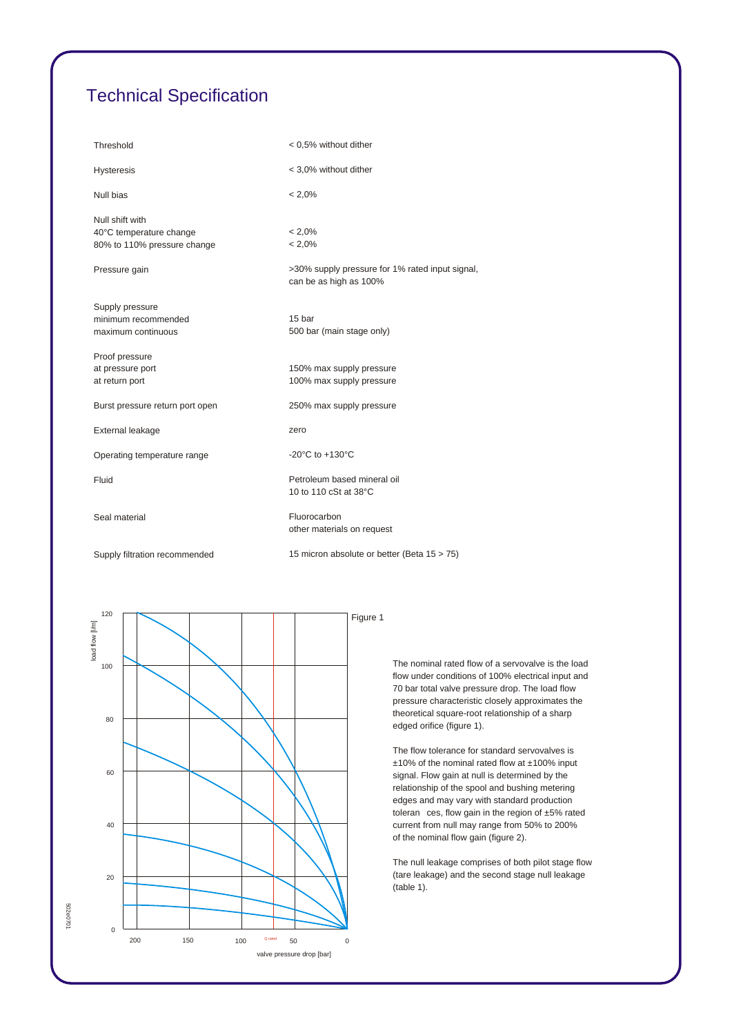# Technical Specification

| | |
|---|---|
| Threshold | < 0,5% without dither |
| Hysteresis | < 3,0% without dither |
| Null bias | < 2,0% |
| Null shift with<br>40°C temperature change<br>80% to 110% pressure change | <br>< 2,0%<br>< 2,0% |
| Pressure gain | >30% supply pressure for 1% rated input signal, can be as high as 100% |
| Supply pressure<br>minimum recommended<br>maximum continuous | <br>15 bar<br>500 bar (main stage only) |
| Proof pressure<br>at pressure port<br>at return port | <br>150% max supply pressure<br>100% max supply pressure |
| Burst pressure return port open | 250% max supply pressure |
| External leakage | zero |
| Operating temperature range | -20°C to +130°C |
| Fluid | Petroleum based mineral oil<br>10 to 110 cSt at 38°C |
| Seal material | Fluorocarbon<br>other materials on request |
| Supply filtration recommended | 15 micron absolute or better (Beta 15 > 75) |

Figure 1

The nominal rated flow of a servovalve is the load flow under conditions of 100% electrical input and 70 bar total valve pressure drop. The load flow pressure characteristic closely approximates the theoretical square-root relationship of a sharp edged orifice (figure 1).

The flow tolerance for standard servovalves is ±10% of the nominal rated flow at ±100% input signal. Flow gain at null is determined by the relationship of the spool and bushing metering edges and may vary with standard production toleran ces, flow gain in the region of ±5% rated current from null may range from 50% to 200% of the nominal flow gain (figure 2).

The null leakage comprises of both pilot stage flow (tare leakage) and the second stage null leakage (table 1).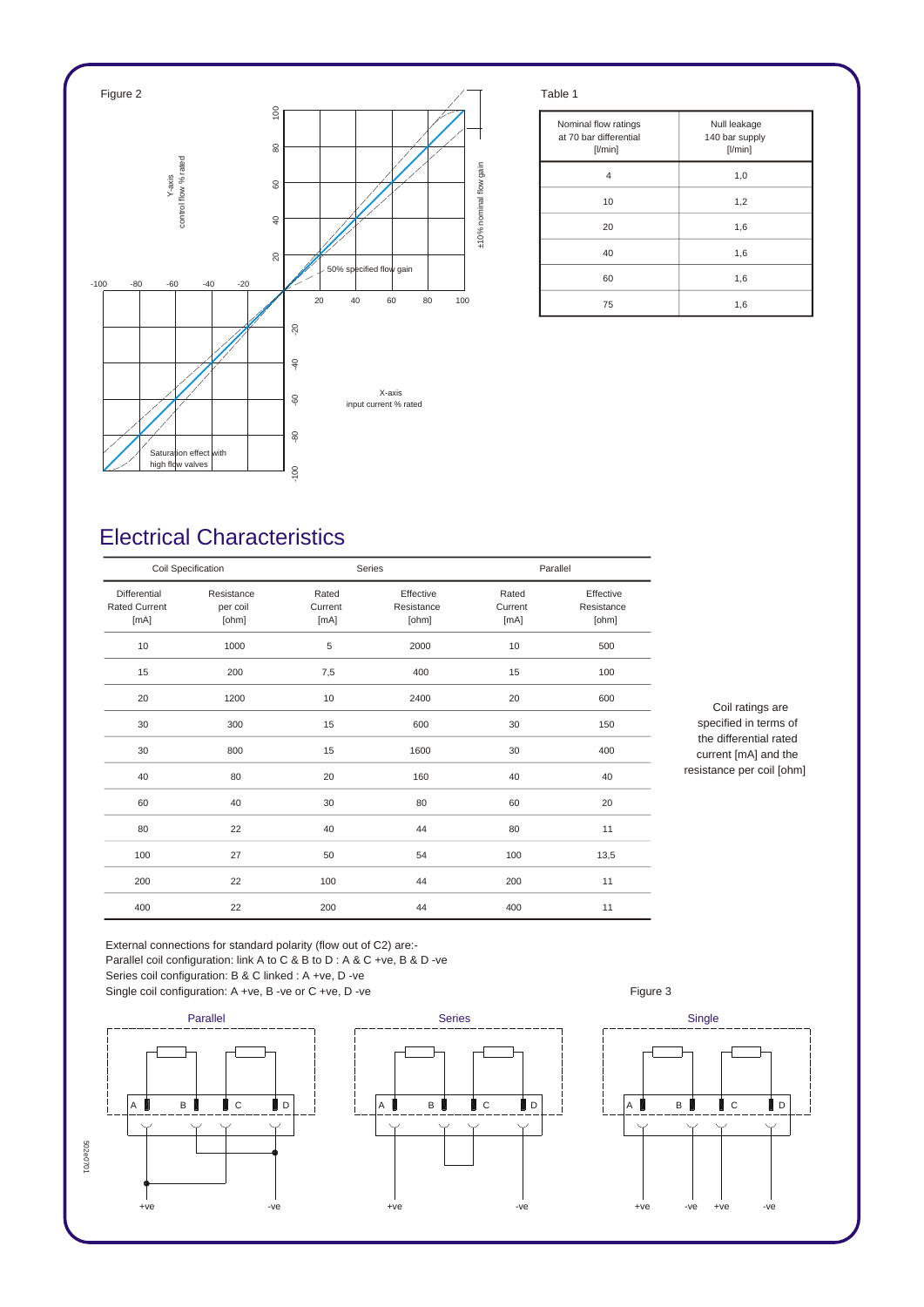Figure 2

Y-axis
control flow % rated

±10% nominal flow gain

50% specified flow gain

X-axis
input current % rated

Saturation effect with high flow valves

Table 1

| Nominal flow ratings at 70 bar differential [l/min] | Null leakage 140 bar supply [l/min] |
|---|---|
| 4 | 1,0 |
| 10 | 1,2 |
| 20 | 1,6 |
| 40 | 1,6 |
| 60 | 1,6 |
| 75 | 1,6 |

## Electrical Characteristics

| Coil Specification | | Series | | Parallel | |
|---|---|---|---|---|---|
| Differential Rated Current [mA] | Resistance per coil [ohm] | Rated Current [mA] | Effective Resistance [ohm] | Rated Current [mA] | Effective Resistance [ohm] |
| 10 | 1000 | 5 | 2000 | 10 | 500 |
| 15 | 200 | 7,5 | 400 | 15 | 100 |
| 20 | 1200 | 10 | 2400 | 20 | 600 |
| 30 | 300 | 15 | 600 | 30 | 150 |
| 30 | 800 | 15 | 1600 | 30 | 400 |
| 40 | 80 | 20 | 160 | 40 | 40 |
| 60 | 40 | 30 | 80 | 60 | 20 |
| 80 | 22 | 40 | 44 | 80 | 11 |
| 100 | 27 | 50 | 54 | 100 | 13,5 |
| 200 | 22 | 100 | 44 | 200 | 11 |
| 400 | 22 | 200 | 44 | 400 | 11 |

Coil ratings are specified in terms of the differential rated current [mA] and the resistance per coil [ohm]

External connections for standard polarity (flow out of C2) are:-
Parallel coil configuration: link A to C & B to D : A & C +ve, B & D -ve
Series coil configuration: B & C linked : A +ve, D -ve
Single coil configuration: A +ve, B -ve or C +ve, D -ve

Figure 3

Parallel

Series

Single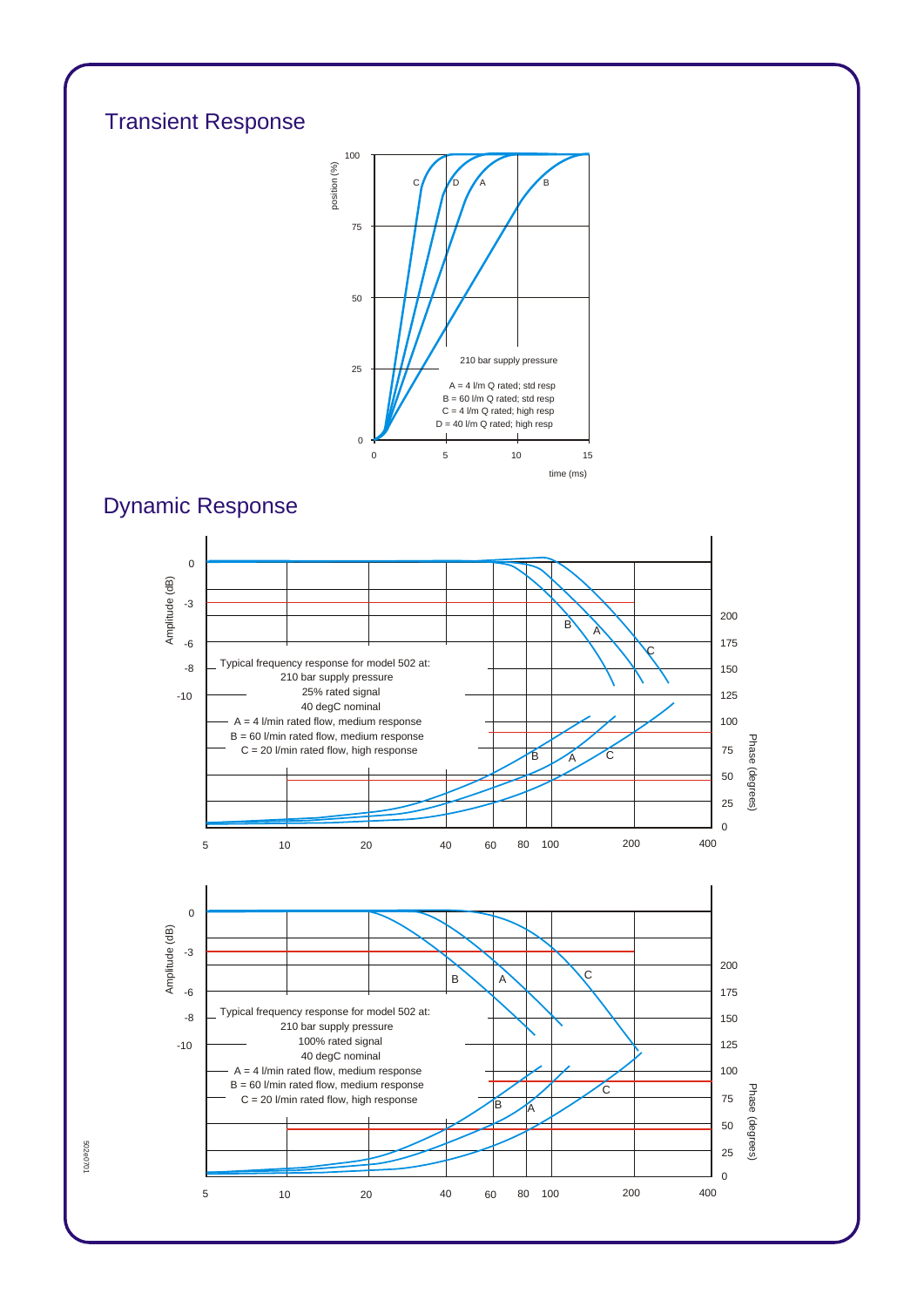## Transient Response

position (%)

100

75

50

25

0

0 5 10 15

time (ms)

C D A B

210 bar supply pressure

A = 4 l/m Q rated; std resp
B = 60 l/m Q rated; std resp
C = 4 l/m Q rated; high resp
D = 40 l/m Q rated; high resp

## Dynamic Response

Amplitude (dB)

0 -3 -6 -8 -10

Phase (degrees)

200 175 150 125 100 75 50 25 0

5 10 20 40 60 80 100 200 400

Typical frequency response for model 502 at:
210 bar supply pressure
25% rated signal
40 degC nominal
A = 4 l/min rated flow, medium response
B = 60 l/min rated flow, medium response
C = 20 l/min rated flow, high response

B A C

B A C

Amplitude (dB)

0 -3 -6 -8 -10

Phase (degrees)

200 175 150 125 100 75 50 25 0

5 10 20 40 60 80 100 200 400

Typical frequency response for model 502 at:
210 bar supply pressure
100% rated signal
40 degC nominal
A = 4 l/min rated flow, medium response
B = 60 l/min rated flow, medium response
C = 20 l/min rated flow, high response

B A C

B A C

502e0701